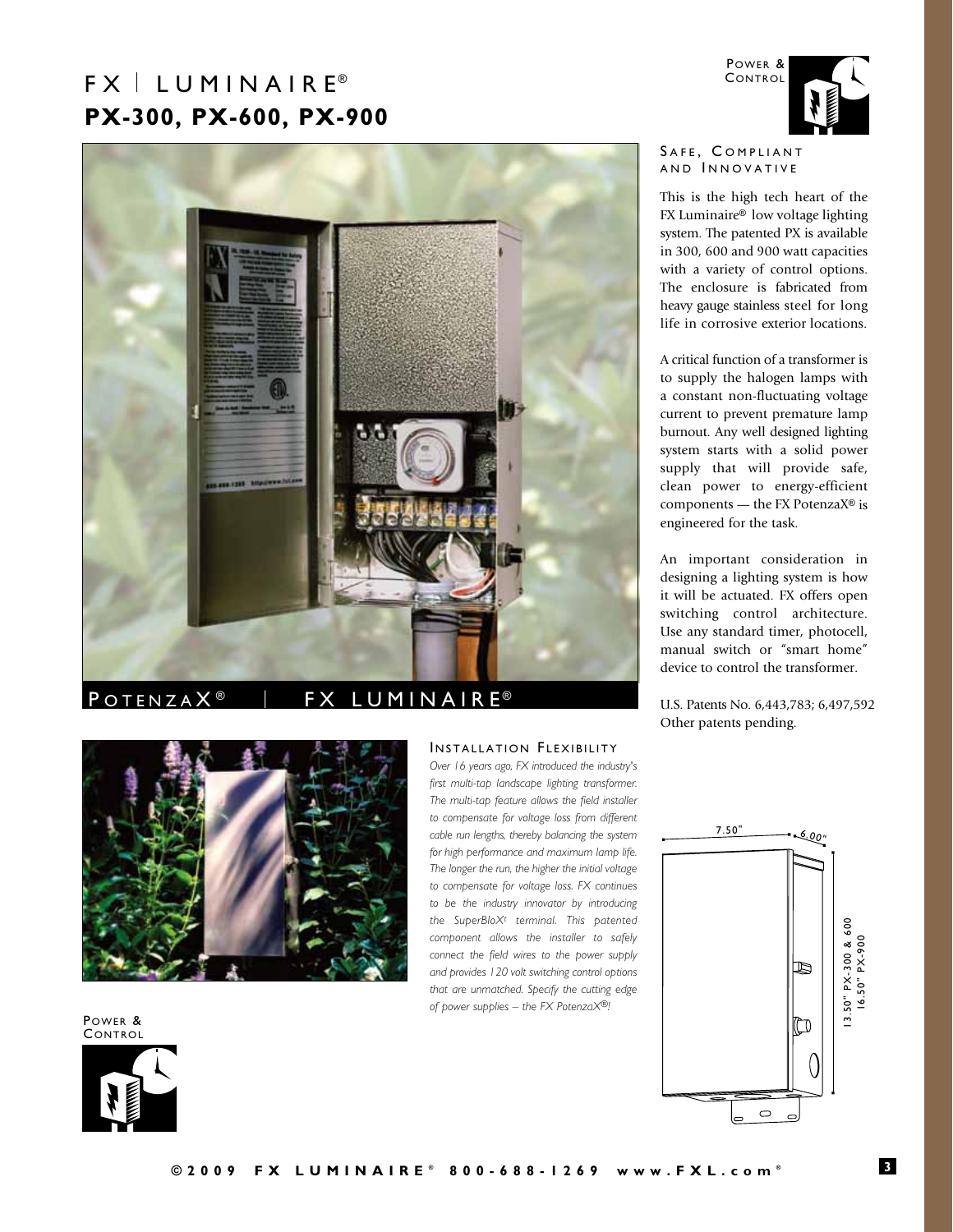# FX | LUMINAIRE®

# PX-300, PX-600, PX-900

POWER & CONTROL

## SAFE, COMPLIANT AND INNOVATIVE

This is the high tech heart of the FX Luminaire® low voltage lighting system. The patented PX is available in 300, 600 and 900 watt capacities with a variety of control options. The enclosure is fabricated from heavy gauge stainless steel for long life in corrosive exterior locations.

A critical function of a transformer is to supply the halogen lamps with a constant non-fluctuating voltage current to prevent premature lamp burnout. Any well designed lighting system starts with a solid power supply that will provide safe, clean power to energy-efficient components — the FX PotenzaX® is engineered for the task.

An important consideration in designing a lighting system is how it will be actuated. FX offers open switching control architecture. Use any standard timer, photocell, manual switch or "smart home" device to control the transformer.

U.S. Patents No. 6,443,783; 6,497,592
Other patents pending.

POTENZAX® | FX LUMINAIRE®

## INSTALLATION FLEXIBILITY

*Over 16 years ago, FX introduced the industry's first multi-tap landscape lighting transformer. The multi-tap feature allows the field installer to compensate for voltage loss from different cable run lengths, thereby balancing the system for high performance and maximum lamp life. The longer the run, the higher the initial voltage to compensate for voltage loss. FX continues to be the industry innovator by introducing the SuperBloX† terminal. This patented component allows the installer to safely connect the field wires to the power supply and provides 120 volt switching control options that are unmatched. Specify the cutting edge of power supplies – the FX PotenzaX®!*

7.50"

6.00"

13.50" PX-300 & 600
16.50" PX-900

POWER & CONTROL

©2009 FX LUMINAIRE® 800-688-1269 www.FXL.com®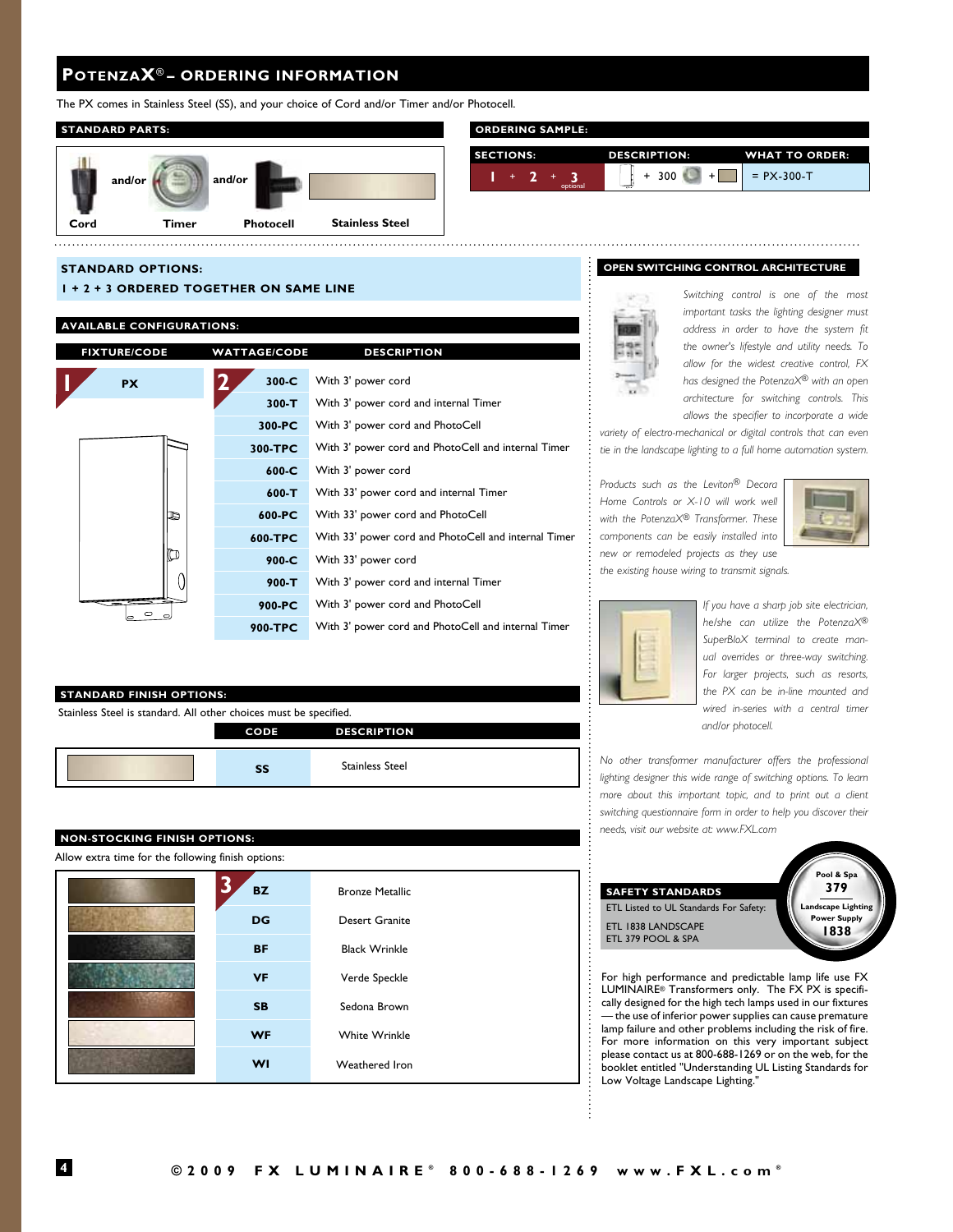# PotenzaX® – ORDERING INFORMATION

The PX comes in Stainless Steel (SS), and your choice of Cord and/or Timer and/or Photocell.

## STANDARD PARTS:

Cord and/or Timer and/or Photocell — Stainless Steel

## ORDERING SAMPLE:

| SECTIONS: | DESCRIPTION: | WHAT TO ORDER: |
|---|---|---|
| 1 + 2 + 3 (optional) | + 300 + | = PX-300-T |

## STANDARD OPTIONS:

**1 + 2 + 3 ORDERED TOGETHER ON SAME LINE**

## AVAILABLE CONFIGURATIONS:

| FIXTURE/CODE | WATTAGE/CODE | DESCRIPTION |
|---|---|---|
| 1 PX | 2 300-C | With 3' power cord |
| | 300-T | With 3' power cord and internal Timer |
| | 300-PC | With 3' power cord and PhotoCell |
| | 300-TPC | With 3' power cord and PhotoCell and internal Timer |
| | 600-C | With 3' power cord |
| | 600-T | With 33' power cord and internal Timer |
| | 600-PC | With 33' power cord and PhotoCell |
| | 600-TPC | With 33' power cord and PhotoCell and internal Timer |
| | 900-C | With 33' power cord |
| | 900-T | With 3' power cord and internal Timer |
| | 900-PC | With 3' power cord and PhotoCell |
| | 900-TPC | With 3' power cord and PhotoCell and internal Timer |

## STANDARD FINISH OPTIONS:

Stainless Steel is standard. All other choices must be specified.

| CODE | DESCRIPTION |
|---|---|
| SS | Stainless Steel |

## NON-STOCKING FINISH OPTIONS:

Allow extra time for the following finish options:

| CODE | DESCRIPTION |
|---|---|
| 3 BZ | Bronze Metallic |
| DG | Desert Granite |
| BF | Black Wrinkle |
| VF | Verde Speckle |
| SB | Sedona Brown |
| WF | White Wrinkle |
| WI | Weathered Iron |

## OPEN SWITCHING CONTROL ARCHITECTURE

*Switching control is one of the most important tasks the lighting designer must address in order to have the system fit the owner's lifestyle and utility needs. To allow for the widest creative control, FX has designed the PotenzaX® with an open architecture for switching controls. This allows the specifier to incorporate a wide variety of electro-mechanical or digital controls that can even tie in the landscape lighting to a full home automation system.*

*Products such as the Leviton® Decora Home Controls or X-10 will work well with the PotenzaX® Transformer. These components can be easily installed into new or remodeled projects as they use the existing house wiring to transmit signals.*

*If you have a sharp job site electrician, he/she can utilize the PotenzaX® SuperBloX terminal to create manual overrides or three-way switching. For larger projects, such as resorts, the PX can be in-line mounted and wired in-series with a central timer and/or photocell.*

*No other transformer manufacturer offers the professional lighting designer this wide range of switching options. To learn more about this important topic, and to print out a client switching questionnaire form in order to help you discover their needs, visit our website at: www.FXL.com*

## SAFETY STANDARDS

ETL Listed to UL Standards For Safety:

ETL 1838 LANDSCAPE
ETL 379 POOL & SPA

Pool & Spa 379
Landscape Lighting Power Supply 1838

For high performance and predictable lamp life use FX LUMINAIRE® Transformers only. The FX PX is specifically designed for the high tech lamps used in our fixtures — the use of inferior power supplies can cause premature lamp failure and other problems including the risk of fire. For more information on this very important subject please contact us at 800-688-1269 or on the web, for the booklet entitled "Understanding UL Listing Standards for Low Voltage Landscape Lighting."

©2009 FX LUMINAIRE® 800-688-1269 www.FXL.com®